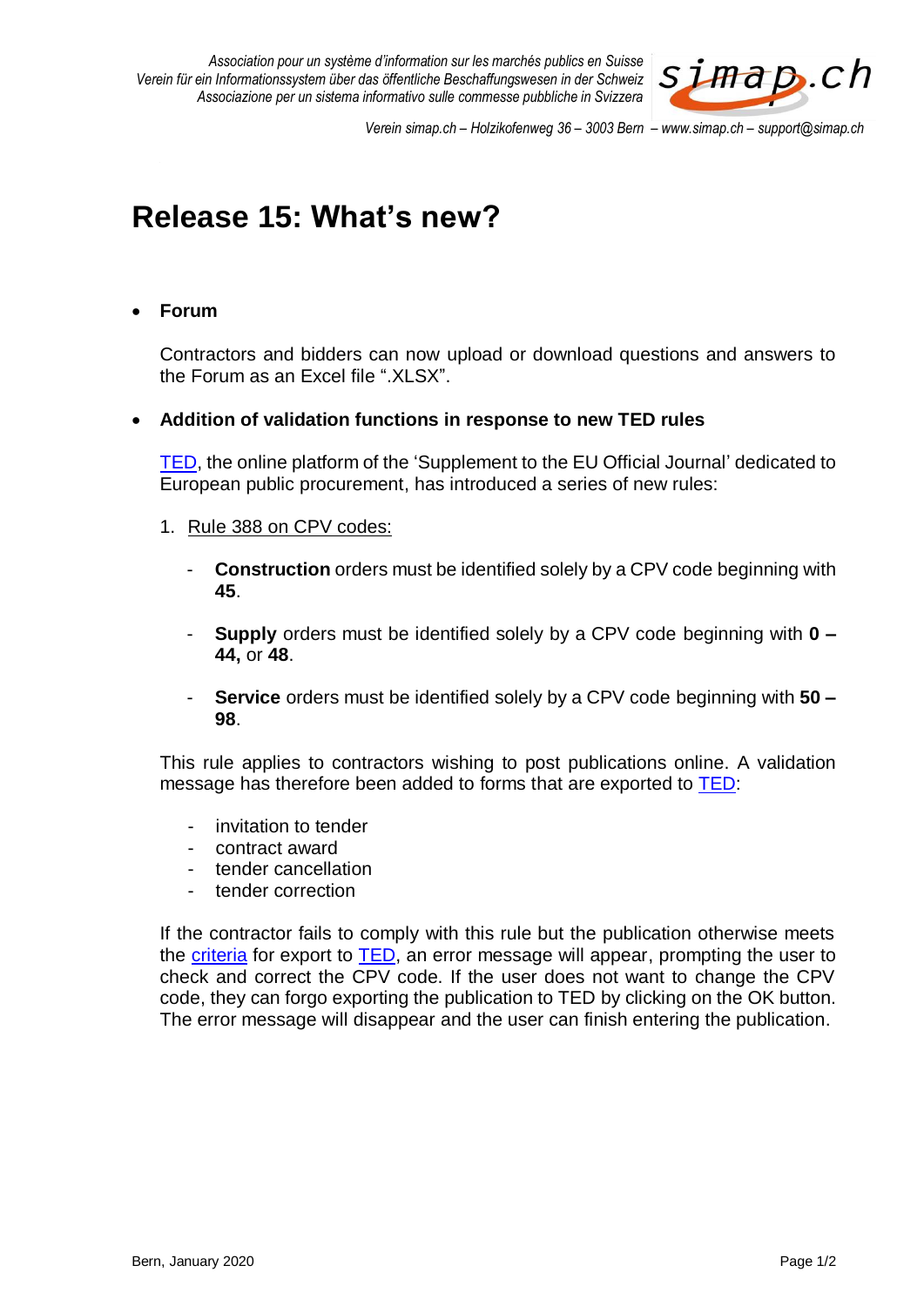Association pour un système d'information sur les marchés publics en Suisse
Verein für ein Informationssystem über das öffentliche Beschaffungswesen in der Schweiz
Associazione per un sistema informativo sulle commesse pubbliche in Svizzera

Verein simap.ch – Holzikofenweg 36 – 3003 Bern – www.simap.ch – support@simap.ch

# Release 15: What's new?

- **Forum**

  Contractors and bidders can now upload or download questions and answers to the Forum as an Excel file ".XLSX".

- **Addition of validation functions in response to new TED rules**

  TED, the online platform of the 'Supplement to the EU Official Journal' dedicated to European public procurement, has introduced a series of new rules:

  1. Rule 388 on CPV codes:

     - **Construction** orders must be identified solely by a CPV code beginning with **45**.
     - **Supply** orders must be identified solely by a CPV code beginning with **0 – 44,** or **48**.
     - **Service** orders must be identified solely by a CPV code beginning with **50 – 98**.

  This rule applies to contractors wishing to post publications online. A validation message has therefore been added to forms that are exported to TED:

  - invitation to tender
  - contract award
  - tender cancellation
  - tender correction

  If the contractor fails to comply with this rule but the publication otherwise meets the criteria for export to TED, an error message will appear, prompting the user to check and correct the CPV code. If the user does not want to change the CPV code, they can forgo exporting the publication to TED by clicking on the OK button. The error message will disappear and the user can finish entering the publication.

Bern, January 2020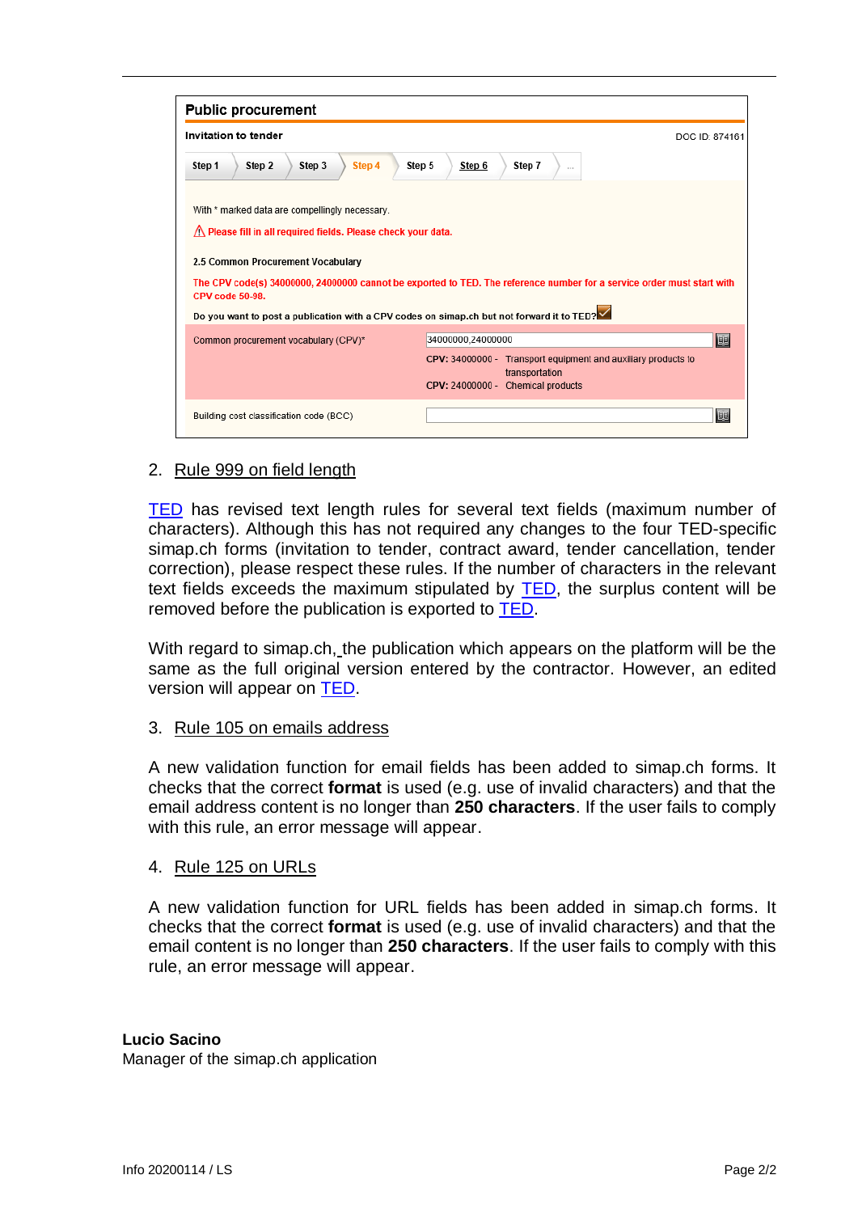**Public procurement**

**Invitation to tender** DOC ID: 874161

Step 1 | Step 2 | Step 3 | Step 4 | Step 5 | Step 6 | Step 7 | ...

With * marked data are compellingly necessary.

⚠ Please fill in all required fields. Please check your data.

**2.5 Common Procurement Vocabulary**

The CPV code(s) 34000000, 24000000 cannot be exported to TED. The reference number for a service order must start with CPV code 50-98.

Do you want to post a publication with a CPV codes on simap.ch but not forward it to TED?

| | |
|---|---|
| Common procurement vocabulary (CPV)* | 34000000,24000000<br>**CPV:** 34000000 - Transport equipment and auxiliary products to transportation<br>**CPV:** 24000000 - Chemical products |
| Building cost classification code (BCC) | |

2. Rule 999 on field length

TED has revised text length rules for several text fields (maximum number of characters). Although this has not required any changes to the four TED-specific simap.ch forms (invitation to tender, contract award, tender cancellation, tender correction), please respect these rules. If the number of characters in the relevant text fields exceeds the maximum stipulated by TED, the surplus content will be removed before the publication is exported to TED.

With regard to simap.ch, the publication which appears on the platform will be the same as the full original version entered by the contractor. However, an edited version will appear on TED.

3. Rule 105 on emails address

A new validation function for email fields has been added to simap.ch forms. It checks that the correct **format** is used (e.g. use of invalid characters) and that the email address content is no longer than **250 characters**. If the user fails to comply with this rule, an error message will appear.

4. Rule 125 on URLs

A new validation function for URL fields has been added in simap.ch forms. It checks that the correct **format** is used (e.g. use of invalid characters) and that the email content is no longer than **250 characters**. If the user fails to comply with this rule, an error message will appear.

**Lucio Sacino**
Manager of the simap.ch application

Info 20200114 / LS